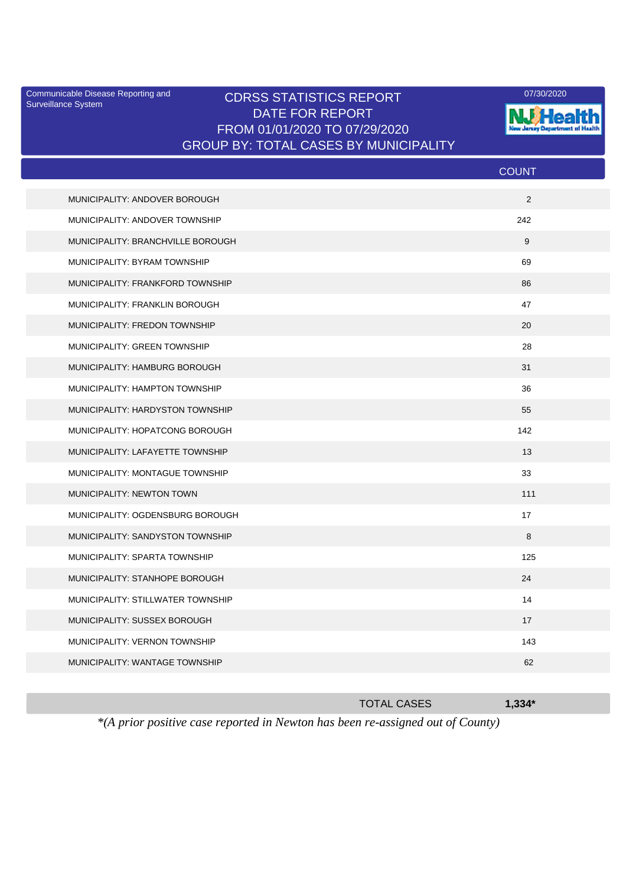Communicable Disease Reporting and Surveillance System

# CDRSS STATISTICS REPORT
## DATE FOR REPORT
## FROM 01/01/2020 TO 07/29/2020
## GROUP BY: TOTAL CASES BY MUNICIPALITY

07/30/2020

| | COUNT |
|---|---|
| MUNICIPALITY: ANDOVER BOROUGH | 2 |
| MUNICIPALITY: ANDOVER TOWNSHIP | 242 |
| MUNICIPALITY: BRANCHVILLE BOROUGH | 9 |
| MUNICIPALITY: BYRAM TOWNSHIP | 69 |
| MUNICIPALITY: FRANKFORD TOWNSHIP | 86 |
| MUNICIPALITY: FRANKLIN BOROUGH | 47 |
| MUNICIPALITY: FREDON TOWNSHIP | 20 |
| MUNICIPALITY: GREEN TOWNSHIP | 28 |
| MUNICIPALITY: HAMBURG BOROUGH | 31 |
| MUNICIPALITY: HAMPTON TOWNSHIP | 36 |
| MUNICIPALITY: HARDYSTON TOWNSHIP | 55 |
| MUNICIPALITY: HOPATCONG BOROUGH | 142 |
| MUNICIPALITY: LAFAYETTE TOWNSHIP | 13 |
| MUNICIPALITY: MONTAGUE TOWNSHIP | 33 |
| MUNICIPALITY: NEWTON TOWN | 111 |
| MUNICIPALITY: OGDENSBURG BOROUGH | 17 |
| MUNICIPALITY: SANDYSTON TOWNSHIP | 8 |
| MUNICIPALITY: SPARTA TOWNSHIP | 125 |
| MUNICIPALITY: STANHOPE BOROUGH | 24 |
| MUNICIPALITY: STILLWATER TOWNSHIP | 14 |
| MUNICIPALITY: SUSSEX BOROUGH | 17 |
| MUNICIPALITY: VERNON TOWNSHIP | 143 |
| MUNICIPALITY: WANTAGE TOWNSHIP | 62 |
| TOTAL CASES | **1,334*** |

*\*(A prior positive case reported in Newton has been re-assigned out of County)*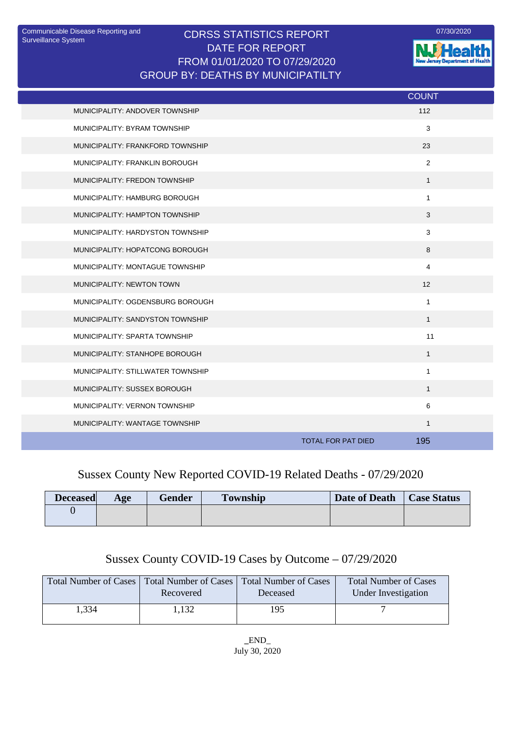Communicable Disease Reporting and Surveillance System

# CDRSS STATISTICS REPORT
## DATE FOR REPORT
## FROM 01/01/2020 TO 07/29/2020
## GROUP BY: DEATHS BY MUNICIPATILTY

07/30/2020

| | COUNT |
|---|---|
| MUNICIPALITY: ANDOVER TOWNSHIP | 112 |
| MUNICIPALITY: BYRAM TOWNSHIP | 3 |
| MUNICIPALITY: FRANKFORD TOWNSHIP | 23 |
| MUNICIPALITY: FRANKLIN BOROUGH | 2 |
| MUNICIPALITY: FREDON TOWNSHIP | 1 |
| MUNICIPALITY: HAMBURG BOROUGH | 1 |
| MUNICIPALITY: HAMPTON TOWNSHIP | 3 |
| MUNICIPALITY: HARDYSTON TOWNSHIP | 3 |
| MUNICIPALITY: HOPATCONG BOROUGH | 8 |
| MUNICIPALITY: MONTAGUE TOWNSHIP | 4 |
| MUNICIPALITY: NEWTON TOWN | 12 |
| MUNICIPALITY: OGDENSBURG BOROUGH | 1 |
| MUNICIPALITY: SANDYSTON TOWNSHIP | 1 |
| MUNICIPALITY: SPARTA TOWNSHIP | 11 |
| MUNICIPALITY: STANHOPE BOROUGH | 1 |
| MUNICIPALITY: STILLWATER TOWNSHIP | 1 |
| MUNICIPALITY: SUSSEX BOROUGH | 1 |
| MUNICIPALITY: VERNON TOWNSHIP | 6 |
| MUNICIPALITY: WANTAGE TOWNSHIP | 1 |
| TOTAL FOR PAT DIED | 195 |

## Sussex County New Reported COVID-19 Related Deaths - 07/29/2020

| Deceased | Age | Gender | Township | Date of Death | Case Status |
|---|---|---|---|---|---|
| 0 | | | | | |

## Sussex County COVID-19 Cases by Outcome – 07/29/2020

| Total Number of Cases | Total Number of Cases Recovered | Total Number of Cases Deceased | Total Number of Cases Under Investigation |
|---|---|---|---|
| 1,334 | 1,132 | 195 | 7 |

_END_
July 30, 2020